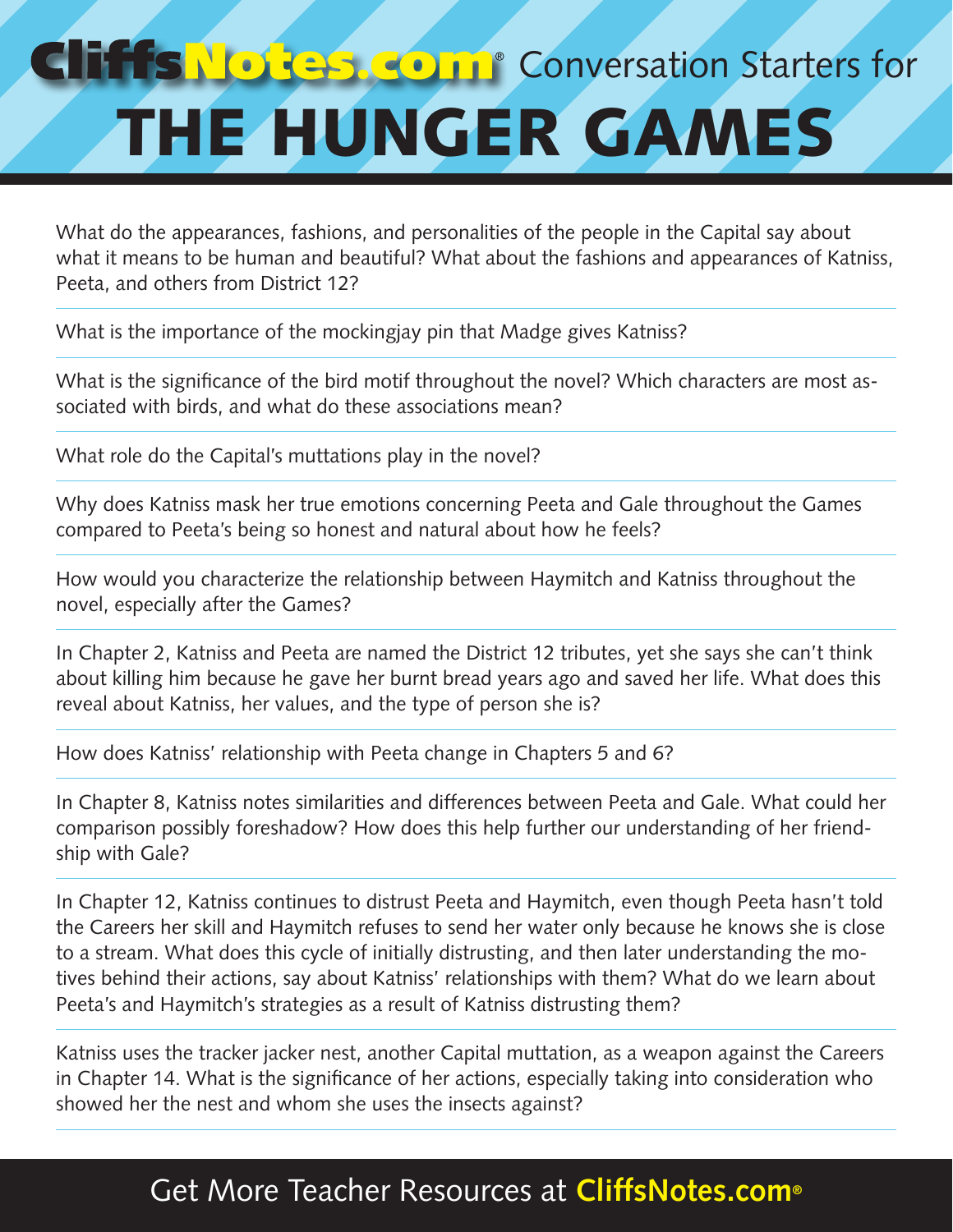# CliffsNotes.com® Conversation Starters for THE HUNGER GAMES

What do the appearances, fashions, and personalities of the people in the Capital say about what it means to be human and beautiful? What about the fashions and appearances of Katniss, Peeta, and others from District 12?

---

What is the importance of the mockingjay pin that Madge gives Katniss?

---

What is the significance of the bird motif throughout the novel? Which characters are most associated with birds, and what do these associations mean?

---

What role do the Capital's muttations play in the novel?

---

Why does Katniss mask her true emotions concerning Peeta and Gale throughout the Games compared to Peeta's being so honest and natural about how he feels?

---

How would you characterize the relationship between Haymitch and Katniss throughout the novel, especially after the Games?

---

In Chapter 2, Katniss and Peeta are named the District 12 tributes, yet she says she can't think about killing him because he gave her burnt bread years ago and saved her life. What does this reveal about Katniss, her values, and the type of person she is?

---

How does Katniss' relationship with Peeta change in Chapters 5 and 6?

---

In Chapter 8, Katniss notes similarities and differences between Peeta and Gale. What could her comparison possibly foreshadow? How does this help further our understanding of her friendship with Gale?

---

In Chapter 12, Katniss continues to distrust Peeta and Haymitch, even though Peeta hasn't told the Careers her skill and Haymitch refuses to send her water only because he knows she is close to a stream. What does this cycle of initially distrusting, and then later understanding the motives behind their actions, say about Katniss' relationships with them? What do we learn about Peeta's and Haymitch's strategies as a result of Katniss distrusting them?

---

Katniss uses the tracker jacker nest, another Capital muttation, as a weapon against the Careers in Chapter 14. What is the significance of her actions, especially taking into consideration who showed her the nest and whom she uses the insects against?

---

Get More Teacher Resources at **CliffsNotes.com®**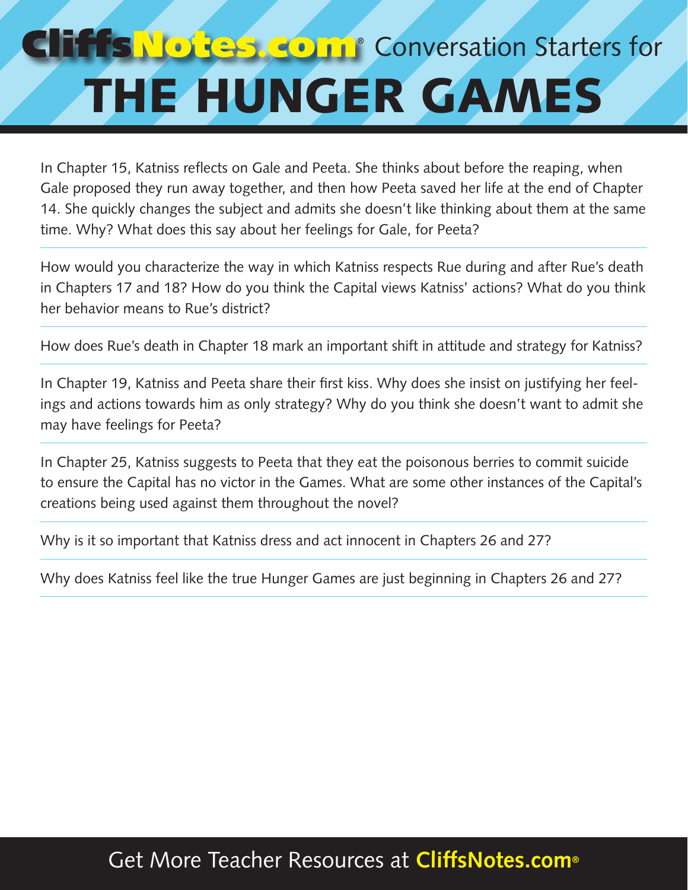# CliffsNotes.com® Conversation Starters for THE HUNGER GAMES

In Chapter 15, Katniss reflects on Gale and Peeta. She thinks about before the reaping, when Gale proposed they run away together, and then how Peeta saved her life at the end of Chapter 14. She quickly changes the subject and admits she doesn't like thinking about them at the same time. Why? What does this say about her feelings for Gale, for Peeta?

---

How would you characterize the way in which Katniss respects Rue during and after Rue's death in Chapters 17 and 18? How do you think the Capital views Katniss' actions? What do you think her behavior means to Rue's district?

---

How does Rue's death in Chapter 18 mark an important shift in attitude and strategy for Katniss?

---

In Chapter 19, Katniss and Peeta share their first kiss. Why does she insist on justifying her feelings and actions towards him as only strategy? Why do you think she doesn't want to admit she may have feelings for Peeta?

---

In Chapter 25, Katniss suggests to Peeta that they eat the poisonous berries to commit suicide to ensure the Capital has no victor in the Games. What are some other instances of the Capital's creations being used against them throughout the novel?

---

Why is it so important that Katniss dress and act innocent in Chapters 26 and 27?

---

Why does Katniss feel like the true Hunger Games are just beginning in Chapters 26 and 27?

---

Get More Teacher Resources at **CliffsNotes.com®**